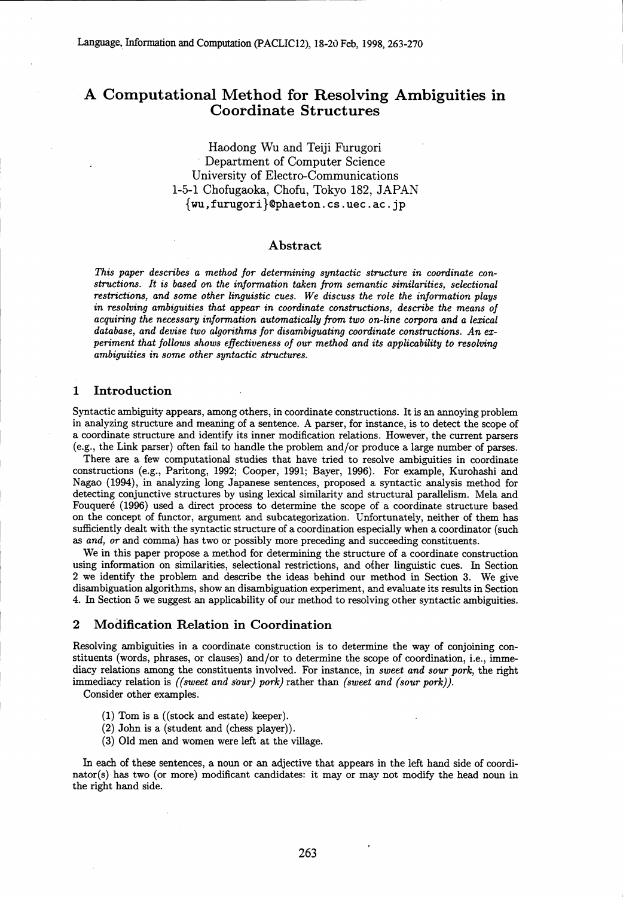# A Computational Method for Resolving Ambiguities in Coordinate Structures

Haodong Wu and Teiji Furugori
Department of Computer Science
University of Electro-Communications
1-5-1 Chofugaoka, Chofu, Tokyo 182, JAPAN
{wu,furugori}@phaeton.cs.uec.ac.jp

## Abstract

*This paper describes a method for determining syntactic structure in coordinate constructions. It is based on the information taken from semantic similarities, selectional restrictions, and some other linguistic cues. We discuss the role the information plays in resolving ambiguities that appear in coordinate constructions, describe the means of acquiring the necessary information automatically from two on-line corpora and a lexical database, and devise two algorithms for disambiguating coordinate constructions. An experiment that follows shows effectiveness of our method and its applicability to resolving ambiguities in some other syntactic structures.*

## 1 Introduction

Syntactic ambiguity appears, among others, in coordinate constructions. It is an annoying problem in analyzing structure and meaning of a sentence. A parser, for instance, is to detect the scope of a coordinate structure and identify its inner modification relations. However, the current parsers (e.g., the Link parser) often fail to handle the problem and/or produce a large number of parses.

There are a few computational studies that have tried to resolve ambiguities in coordinate constructions (e.g., Paritong, 1992; Cooper, 1991; Bayer, 1996). For example, Kurohashi and Nagao (1994), in analyzing long Japanese sentences, proposed a syntactic analysis method for detecting conjunctive structures by using lexical similarity and structural parallelism. Mela and Fouqueré (1996) used a direct process to determine the scope of a coordinate structure based on the concept of functor, argument and subcategorization. Unfortunately, neither of them has sufficiently dealt with the syntactic structure of a coordination especially when a coordinator (such as *and, or* and comma) has two or possibly more preceding and succeeding constituents.

We in this paper propose a method for determining the structure of a coordinate construction using information on similarities, selectional restrictions, and other linguistic cues. In Section 2 we identify the problem and describe the ideas behind our method in Section 3. We give disambiguation algorithms, show an disambiguation experiment, and evaluate its results in Section 4. In Section 5 we suggest an applicability of our method to resolving other syntactic ambiguities.

## 2 Modification Relation in Coordination

Resolving ambiguities in a coordinate construction is to determine the way of conjoining constituents (words, phrases, or clauses) and/or to determine the scope of coordination, i.e., immediacy relations among the constituents involved. For instance, in *sweet and sour pork*, the right immediacy relation is *((sweet and sour) pork)* rather than *(sweet and (sour pork))*.

Consider other examples.

(1) Tom is a ((stock and estate) keeper).
(2) John is a (student and (chess player)).
(3) Old men and women were left at the village.

In each of these sentences, a noun or an adjective that appears in the left hand side of coordinator(s) has two (or more) modificant candidates: it may or may not modify the head noun in the right hand side.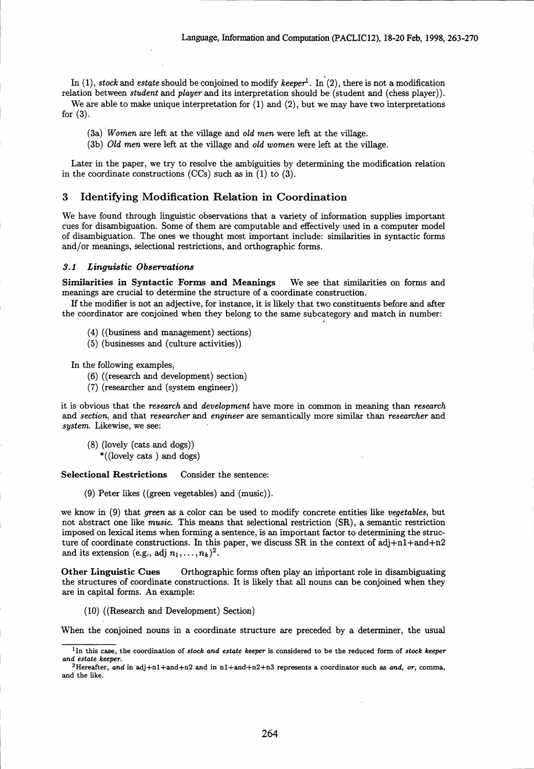In (1), *stock* and *estate* should be conjoined to modify *keeper*[1]. In (2), there is not a modification relation between *student* and *player* and its interpretation should be (student and (chess player)).

We are able to make unique interpretation for (1) and (2), but we may have two interpretations for (3).

(3a) *Women* are left at the village and *old men* were left at the village.

(3b) *Old men* were left at the village and *old women* were left at the village.

Later in the paper, we try to resolve the ambiguities by determining the modification relation in the coordinate constructions (CCs) such as in (1) to (3).

## 3 Identifying Modification Relation in Coordination

We have found through linguistic observations that a variety of information supplies important cues for disambiguation. Some of them are computable and effectively used in a computer model of disambiguation. The ones we thought most important include: similarities in syntactic forms and/or meanings, selectional restrictions, and orthographic forms.

### 3.1 Linguistic Observations

**Similarities in Syntactic Forms and Meanings** We see that similarities on forms and meanings are crucial to determine the structure of a coordinate construction.

If the modifier is not an adjective, for instance, it is likely that two constituents before and after the coordinator are conjoined when they belong to the same subcategory and match in number:

(4) ((business and management) sections)

(5) (businesses and (culture activities))

In the following examples,

(6) ((research and development) section)

(7) (researcher and (system engineer))

it is obvious that the *research* and *development* have more in common in meaning than *research* and *section*, and that *researcher* and *engineer* are semantically more similar than *researcher* and *system*. Likewise, we see:

(8) (lovely (cats and dogs))
*((lovely cats ) and dogs)

**Selectional Restrictions** Consider the sentence:

(9) Peter likes ((green vegetables) and (music)).

we know in (9) that *green* as a color can be used to modify concrete entities like *vegetables*, but not abstract one like *music*. This means that selectional restriction (SR), a semantic restriction imposed on lexical items when forming a sentence, is an important factor to determining the structure of coordinate constructions. In this paper, we discuss SR in the context of adj+n1+and+n2 and its extension (e.g., adj $n_1, \ldots, n_k$)[2].

**Other Linguistic Cues** Orthographic forms often play an important role in disambiguating the structures of coordinate constructions. It is likely that all nouns can be conjoined when they are in capital forms. An example:

(10) ((Research and Development) Section)

When the conjoined nouns in a coordinate structure are preceded by a determiner, the usual

[1] In this case, the coordination of *stock and estate keeper* is considered to be the reduced form of *stock keeper and estate keeper*.

[2] Hereafter, *and* in adj+n1+and+n2 and in n1+and+n2+n3 represents a coordinator such as *and*, *or*, comma, and the like.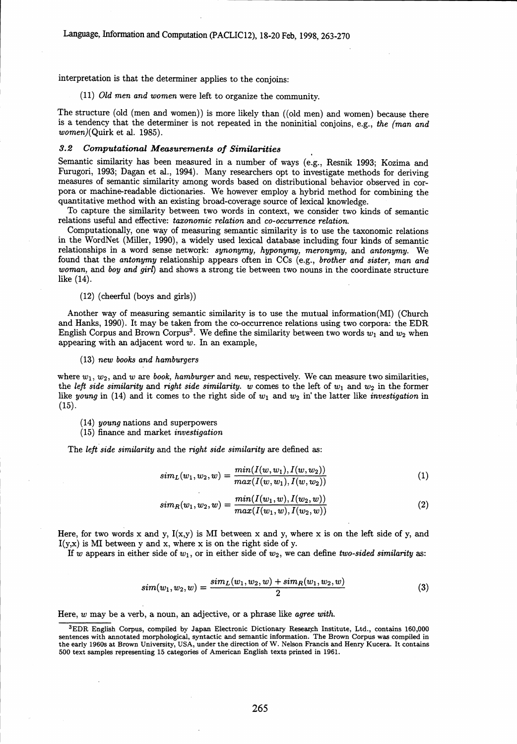interpretation is that the determiner applies to the conjoins:

(11) *Old men and women* were left to organize the community.

The structure (old (men and women)) is more likely than ((old men) and women) because there is a tendency that the determiner is not repeated in the noninitial conjoins, e.g., *the (man and women)*(Quirk et al. 1985).

### 3.2 Computational Measurements of Similarities

Semantic similarity has been measured in a number of ways (e.g., Resnik 1993; Kozima and Furugori, 1993; Dagan et al., 1994). Many researchers opt to investigate methods for deriving measures of semantic similarity among words based on distributional behavior observed in corpora or machine-readable dictionaries. We however employ a hybrid method for combining the quantitative method with an existing broad-coverage source of lexical knowledge.

To capture the similarity between two words in context, we consider two kinds of semantic relations useful and effective: *taxonomic relation* and *co-occurrence relation*.

Computationally, one way of measuring semantic similarity is to use the taxonomic relations in the WordNet (Miller, 1990), a widely used lexical database including four kinds of semantic relationships in a word sense network: *synonymy, hyponymy, meronymy,* and *antonymy*. We found that the *antonymy* relationship appears often in CCs (e.g., *brother and sister, man and woman,* and *boy and girl*) and shows a strong tie between two nouns in the coordinate structure like (14).

(12) (cheerful (boys and girls))

Another way of measuring semantic similarity is to use the mutual information(MI) (Church and Hanks, 1990). It may be taken from the co-occurrence relations using two corpora: the EDR English Corpus and Brown Corpus[3]. We define the similarity between two words $w_1$ and $w_2$ when appearing with an adjacent word $w$. In an example,

(13) *new books and hamburgers*

where $w_1$, $w_2$, and $w$ are *book, hamburger* and *new*, respectively. We can measure two similarities, the *left side similarity* and *right side similarity*. $w$ comes to the left of $w_1$ and $w_2$ in the former like *young* in (14) and it comes to the right side of $w_1$ and $w_2$ in the latter like *investigation* in (15).

(14) *young* nations and superpowers
(15) finance and market *investigation*

The *left side similarity* and the *right side similarity* are defined as:

$$sim_L(w_1, w_2, w) = \frac{min(I(w, w_1), I(w, w_2))}{max(I(w, w_1), I(w, w_2))} \tag{1}$$

$$sim_R(w_1, w_2, w) = \frac{min(I(w_1, w), I(w_2, w))}{max(I(w_1, w), I(w_2, w))} \tag{2}$$

Here, for two words x and y, I(x,y) is MI between x and y, where x is on the left side of y, and I(y,x) is MI between y and x, where x is on the right side of y.

If $w$ appears in either side of $w_1$, or in either side of $w_2$, we can define *two-sided similarity* as:

$$sim(w_1, w_2, w) = \frac{sim_L(w_1, w_2, w) + sim_R(w_1, w_2, w)}{2} \tag{3}$$

Here, $w$ may be a verb, a noun, an adjective, or a phrase like *agree with*.

---

[3] EDR English Corpus, compiled by Japan Electronic Dictionary Research Institute, Ltd., contains 160,000 sentences with annotated morphological, syntactic and semantic information. The Brown Corpus was compiled in the early 1960s at Brown University, USA, under the direction of W. Nelson Francis and Henry Kucera. It contains 500 text samples representing 15 categories of American English texts printed in 1961.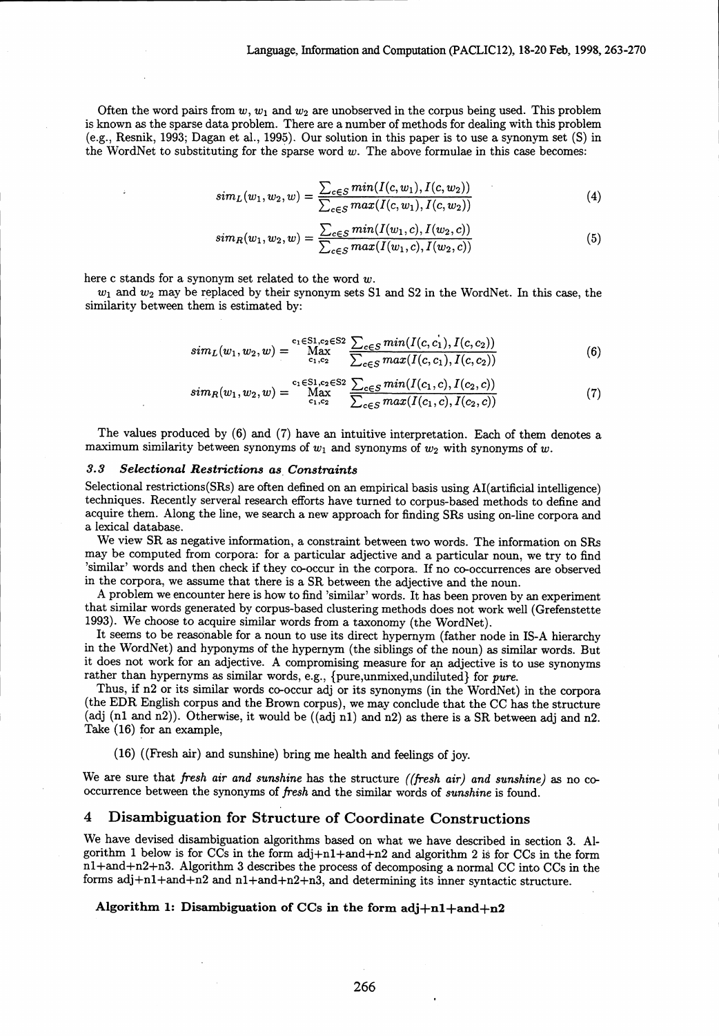Often the word pairs from $w$, $w_1$ and $w_2$ are unobserved in the corpus being used. This problem is known as the sparse data problem. There are a number of methods for dealing with this problem (e.g., Resnik, 1993; Dagan et al., 1995). Our solution in this paper is to use a synonym set (S) in the WordNet to substituting for the sparse word $w$. The above formulae in this case becomes:

$$sim_L(w_1, w_2, w) = \frac{\sum_{c \in S} min(I(c, w_1), I(c, w_2))}{\sum_{c \in S} max(I(c, w_1), I(c, w_2))} \quad (4)$$

$$sim_R(w_1, w_2, w) = \frac{\sum_{c \in S} min(I(w_1, c), I(w_2, c))}{\sum_{c \in S} max(I(w_1, c), I(w_2, c))} \quad (5)$$

here c stands for a synonym set related to the word $w$.

$w_1$ and $w_2$ may be replaced by their synonym sets S1 and S2 in the WordNet. In this case, the similarity between them is estimated by:

$$sim_L(w_1, w_2, w) = \overset{c_1 \in S1, c_2 \in S2}{\underset{c_1, c_2}{\text{Max}}} \frac{\sum_{c \in S} min(I(c, c_1), I(c, c_2))}{\sum_{c \in S} max(I(c, c_1), I(c, c_2))} \quad (6)$$

$$sim_R(w_1, w_2, w) = \overset{c_1 \in S1, c_2 \in S2}{\underset{c_1, c_2}{\text{Max}}} \frac{\sum_{c \in S} min(I(c_1, c), I(c_2, c))}{\sum_{c \in S} max(I(c_1, c), I(c_2, c))} \quad (7)$$

The values produced by (6) and (7) have an intuitive interpretation. Each of them denotes a maximum similarity between synonyms of $w_1$ and synonyms of $w_2$ with synonyms of $w$.

### 3.3 Selectional Restrictions as Constraints

Selectional restrictions(SRs) are often defined on an empirical basis using AI(artificial intelligence) techniques. Recently serveral research efforts have turned to corpus-based methods to define and acquire them. Along the line, we search a new approach for finding SRs using on-line corpora and a lexical database.

We view SR as negative information, a constraint between two words. The information on SRs may be computed from corpora: for a particular adjective and a particular noun, we try to find 'similar' words and then check if they co-occur in the corpora. If no co-occurrences are observed in the corpora, we assume that there is a SR between the adjective and the noun.

A problem we encounter here is how to find 'similar' words. It has been proven by an experiment that similar words generated by corpus-based clustering methods does not work well (Grefenstette 1993). We choose to acquire similar words from a taxonomy (the WordNet).

It seems to be reasonable for a noun to use its direct hypernym (father node in IS-A hierarchy in the WordNet) and hyponyms of the hypernym (the siblings of the noun) as similar words. But it does not work for an adjective. A compromising measure for an adjective is to use synonyms rather than hypernyms as similar words, e.g., {pure,unmixed,undiluted} for *pure*.

Thus, if n2 or its similar words co-occur adj or its synonyms (in the WordNet) in the corpora (the EDR English corpus and the Brown corpus), we may conclude that the CC has the structure (adj (n1 and n2)). Otherwise, it would be ((adj n1) and n2) as there is a SR between adj and n2. Take (16) for an example,

(16) ((Fresh air) and sunshine) bring me health and feelings of joy.

We are sure that *fresh air and sunshine* has the structure *((fresh air) and sunshine)* as no co-occurrence between the synonyms of *fresh* and the similar words of *sunshine* is found.

## 4 Disambiguation for Structure of Coordinate Constructions

We have devised disambiguation algorithms based on what we have described in section 3. Algorithm 1 below is for CCs in the form adj+n1+and+n2 and algorithm 2 is for CCs in the form n1+and+n2+n3. Algorithm 3 describes the process of decomposing a normal CC into CCs in the forms adj+n1+and+n2 and n1+and+n2+n3, and determining its inner syntactic structure.

**Algorithm 1: Disambiguation of CCs in the form adj+n1+and+n2**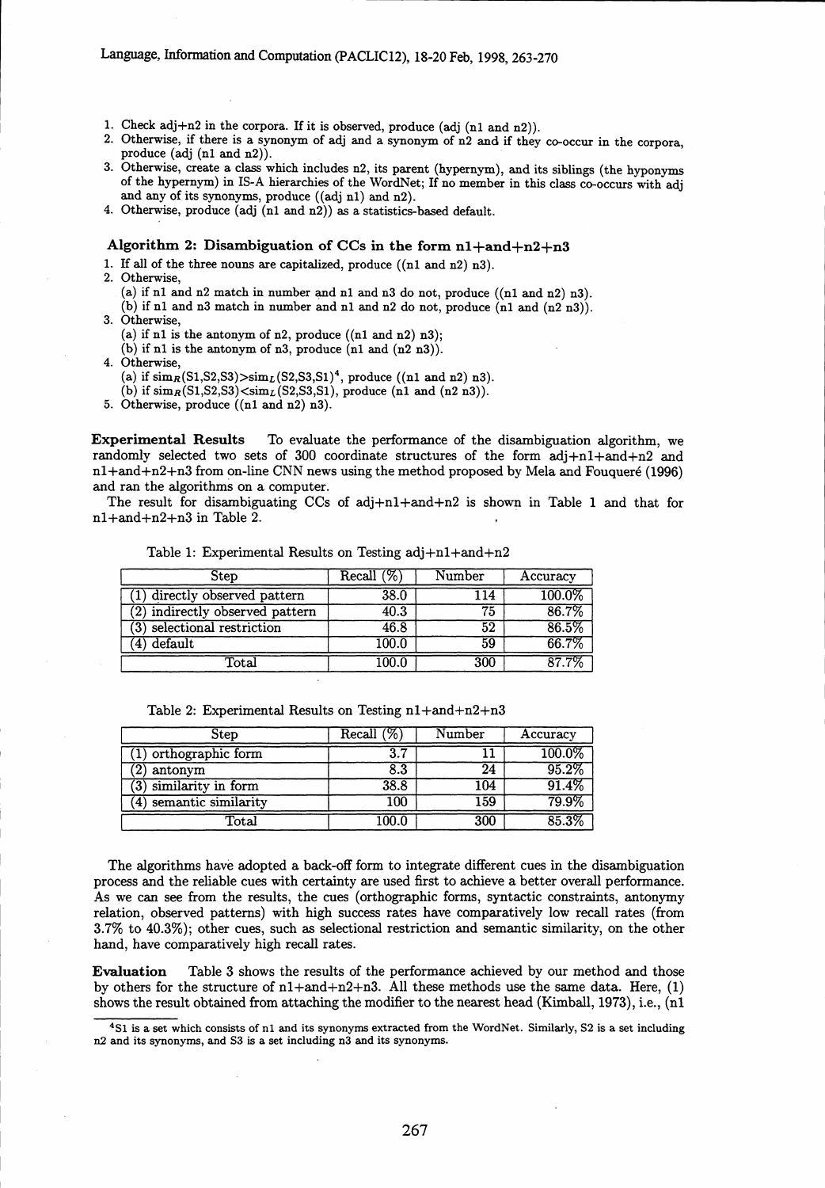1. Check adj+n2 in the corpora. If it is observed, produce (adj (n1 and n2)).
2. Otherwise, if there is a synonym of adj and a synonym of n2 and if they co-occur in the corpora, produce (adj (n1 and n2)).
3. Otherwise, create a class which includes n2, its parent (hypernym), and its siblings (the hyponyms of the hypernym) in IS-A hierarchies of the WordNet; If no member in this class co-occurs with adj and any of its synonyms, produce ((adj n1) and n2).
4. Otherwise, produce (adj (n1 and n2)) as a statistics-based default.

### Algorithm 2: Disambiguation of CCs in the form n1+and+n2+n3

1. If all of the three nouns are capitalized, produce ((n1 and n2) n3).
2. Otherwise,
   (a) if n1 and n2 match in number and n1 and n3 do not, produce ((n1 and n2) n3).
   (b) if n1 and n3 match in number and n1 and n2 do not, produce (n1 and (n2 n3)).
3. Otherwise,
   (a) if n1 is the antonym of n2, produce ((n1 and n2) n3);
   (b) if n1 is the antonym of n3, produce (n1 and (n2 n3)).
4. Otherwise,
   (a) if $sim_R(S1,S2,S3) > sim_L(S2,S3,S1)$[4], produce ((n1 and n2) n3).
   (b) if $sim_R(S1,S2,S3) < sim_L(S2,S3,S1)$, produce (n1 and (n2 n3)).
5. Otherwise, produce ((n1 and n2) n3).

**Experimental Results** To evaluate the performance of the disambiguation algorithm, we randomly selected two sets of 300 coordinate structures of the form adj+n1+and+n2 and n1+and+n2+n3 from on-line CNN news using the method proposed by Mela and Fouqueré (1996) and ran the algorithms on a computer.

The result for disambiguating CCs of adj+n1+and+n2 is shown in Table 1 and that for n1+and+n2+n3 in Table 2.

Table 1: Experimental Results on Testing adj+n1+and+n2

| Step | Recall (%) | Number | Accuracy |
|---|---|---|---|
| (1) directly observed pattern | 38.0 | 114 | 100.0% |
| (2) indirectly observed pattern | 40.3 | 75 | 86.7% |
| (3) selectional restriction | 46.8 | 52 | 86.5% |
| (4) default | 100.0 | 59 | 66.7% |
| Total | 100.0 | 300 | 87.7% |

Table 2: Experimental Results on Testing n1+and+n2+n3

| Step | Recall (%) | Number | Accuracy |
|---|---|---|---|
| (1) orthographic form | 3.7 | 11 | 100.0% |
| (2) antonym | 8.3 | 24 | 95.2% |
| (3) similarity in form | 38.8 | 104 | 91.4% |
| (4) semantic similarity | 100 | 159 | 79.9% |
| Total | 100.0 | 300 | 85.3% |

The algorithms have adopted a back-off form to integrate different cues in the disambiguation process and the reliable cues with certainty are used first to achieve a better overall performance. As we can see from the results, the cues (orthographic forms, syntactic constraints, antonymy relation, observed patterns) with high success rates have comparatively low recall rates (from 3.7% to 40.3%); other cues, such as selectional restriction and semantic similarity, on the other hand, have comparatively high recall rates.

**Evaluation** Table 3 shows the results of the performance achieved by our method and those by others for the structure of n1+and+n2+n3. All these methods use the same data. Here, (1) shows the result obtained from attaching the modifier to the nearest head (Kimball, 1973), i.e., (n1

[4] S1 is a set which consists of n1 and its synonyms extracted from the WordNet. Similarly, S2 is a set including n2 and its synonyms, and S3 is a set including n3 and its synonyms.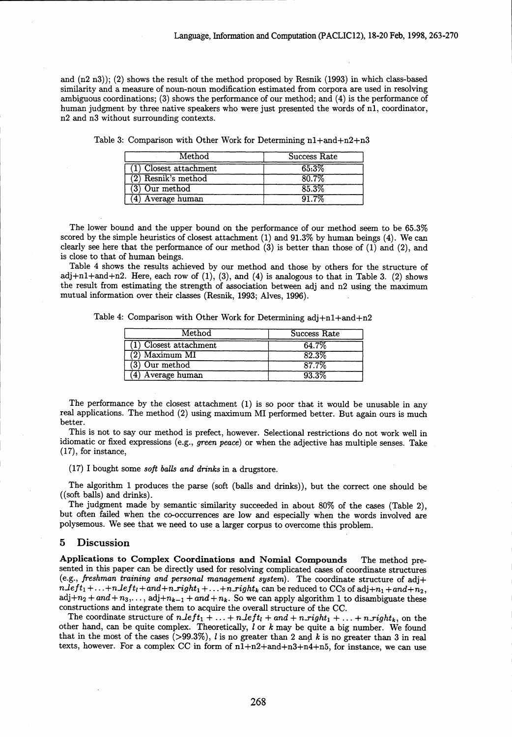and (n2 n3)); (2) shows the result of the method proposed by Resnik (1993) in which class-based similarity and a measure of noun-noun modification estimated from corpora are used in resolving ambiguous coordinations; (3) shows the performance of our method; and (4) is the performance of human judgment by three native speakers who were just presented the words of n1, coordinator, n2 and n3 without surrounding contexts.

Table 3: Comparison with Other Work for Determining n1+and+n2+n3

| Method | Success Rate |
|---|---|
| (1) Closest attachment | 65.3% |
| (2) Resnik's method | 80.7% |
| (3) Our method | 85.3% |
| (4) Average human | 91.7% |

The lower bound and the upper bound on the performance of our method seem to be 65.3% scored by the simple heuristics of closest attachment (1) and 91.3% by human beings (4). We can clearly see here that the performance of our method (3) is better than those of (1) and (2), and is close to that of human beings.

Table 4 shows the results achieved by our method and those by others for the structure of adj+n1+and+n2. Here, each row of (1), (3), and (4) is analogous to that in Table 3. (2) shows the result from estimating the strength of association between adj and n2 using the maximum mutual information over their classes (Resnik, 1993; Alves, 1996).

Table 4: Comparison with Other Work for Determining adj+n1+and+n2

| Method | Success Rate |
|---|---|
| (1) Closest attachment | 64.7% |
| (2) Maximum MI | 82.3% |
| (3) Our method | 87.7% |
| (4) Average human | 93.3% |

The performance by the closest attachment (1) is so poor that it would be unusable in any real applications. The method (2) using maximum MI performed better. But again ours is much better.

This is not to say our method is prefect, however. Selectional restrictions do not work well in idiomatic or fixed expressions (e.g., *green peace*) or when the adjective has multiple senses. Take (17), for instance,

(17) I bought some *soft balls and drinks* in a drugstore.

The algorithm 1 produces the parse (soft (balls and drinks)), but the correct one should be ((soft balls) and drinks).

The judgment made by semantic similarity succeeded in about 80% of the cases (Table 2), but often failed when the co-occurrences are low and especially when the words involved are polysemous. We see that we need to use a larger corpus to overcome this problem.

## 5 Discussion

**Applications to Complex Coordinations and Nomial Compounds** The method presented in this paper can be directly used for resolving complicated cases of coordinate structures (e.g., *freshman training and personal management system*). The coordinate structure of adj+ $n\_left_1 + \ldots + n\_left_l + and + n\_right_1 + \ldots + n\_right_k$ can be reduced to CCs of adj+$n_1 + and + n_2$, adj+$n_2 + and + n_3, \ldots$, adj+$n_{k-1} + and + n_k$. So we can apply algorithm 1 to disambiguate these constructions and integrate them to acquire the overall structure of the CC.

The coordinate structure of $n\_left_1 + \ldots + n\_left_l + and + n\_right_1 + \ldots + n\_right_k$, on the other hand, can be quite complex. Theoretically, $l$ or $k$ may be quite a big number. We found that in the most of the cases (>99.3%), $l$ is no greater than 2 and $k$ is no greater than 3 in real texts, however. For a complex CC in form of n1+n2+and+n3+n4+n5, for instance, we can use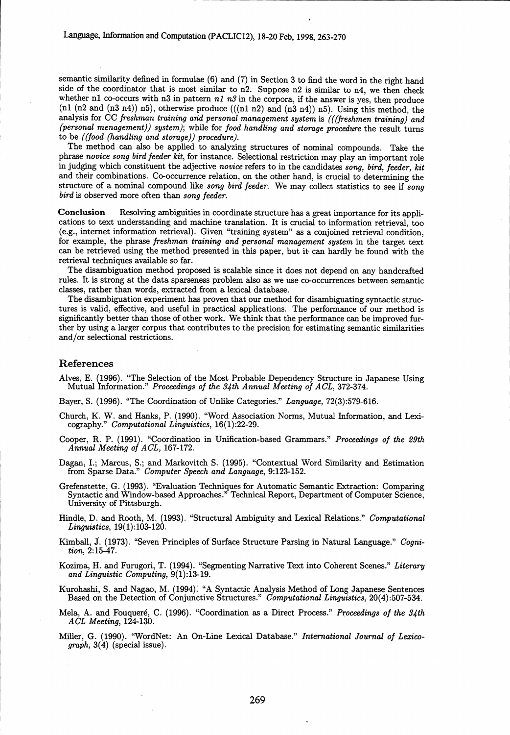semantic similarity defined in formulae (6) and (7) in Section 3 to find the word in the right hand side of the coordinator that is most similar to n2. Suppose n2 is similar to n4, we then check whether n1 co-occurs with n3 in pattern *n1 n3* in the corpora, if the answer is yes, then produce (n1 (n2 and (n3 n4)) n5), otherwise produce (((n1 n2) and (n3 n4)) n5). Using this method, the analysis for CC *freshman training and personal management system* is *(((freshmen training) and (personal menagement)) system)*; while for *food handling and storage procedure* the result turns to be *((food (handling and storage)) procedure)*.

The method can also be applied to analyzing structures of nominal compounds. Take the phrase *novice song bird feeder kit*, for instance. Selectional restriction may play an important role in judging which constituent the adjective *novice* refers to in the candidates *song, bird, feeder, kit* and their combinations. Co-occurrence relation, on the other hand, is crucial to determining the structure of a nominal compound like *song bird feeder*. We may collect statistics to see if *song bird* is observed more often than *song feeder*.

**Conclusion** Resolving ambiguities in coordinate structure has a great importance for its applications to text understanding and machine translation. It is crucial to information retrieval, too (e.g., internet information retrieval). Given "training system" as a conjoined retrieval condition, for example, the phrase *freshman training and personal management system* in the target text can be retrieved using the method presented in this paper, but it can hardly be found with the retrieval techniques available so far.

The disambiguation method proposed is scalable since it does not depend on any handcrafted rules. It is strong at the data sparseness problem also as we use co-occurrences between semantic classes, rather than words, extracted from a lexical database.

The disambiguation experiment has proven that our method for disambiguating syntactic structures is valid, effective, and useful in practical applications. The performance of our method is significantly better than those of other work. We think that the performance can be improved further by using a larger corpus that contributes to the precision for estimating semantic similarities and/or selectional restrictions.

## References

Alves, E. (1996). "The Selection of the Most Probable Dependency Structure in Japanese Using Mutual Information." *Proceedings of the 34th Annual Meeting of ACL*, 372-374.

Bayer, S. (1996). "The Coordination of Unlike Categories." *Language*, 72(3):579-616.

Church, K. W. and Hanks, P. (1990). "Word Association Norms, Mutual Information, and Lexicography." *Computational Linguistics*, 16(1):22-29.

Cooper, R. P. (1991). "Coordination in Unification-based Grammars." *Proceedings of the 29th Annual Meeting of ACL*, 167-172.

Dagan, I.; Marcus, S.; and Markovitch S. (1995). "Contextual Word Similarity and Estimation from Sparse Data." *Computer Speech and Language*, 9:123-152.

Grefenstette, G. (1993). "Evaluation Techniques for Automatic Semantic Extraction: Comparing Syntactic and Window-based Approaches." Technical Report, Department of Computer Science, University of Pittsburgh.

Hindle, D. and Rooth, M. (1993). "Structural Ambiguity and Lexical Relations." *Computational Linguistics*, 19(1):103-120.

Kimball, J. (1973). "Seven Principles of Surface Structure Parsing in Natural Language." *Cognition*, 2:15-47.

Kozima, H. and Furugori, T. (1994). "Segmenting Narrative Text into Coherent Scenes." *Literary and Linguistic Computing*, 9(1):13-19.

Kurohashi, S. and Nagao, M. (1994). "A Syntactic Analysis Method of Long Japanese Sentences Based on the Detection of Conjunctive Structures." *Computational Linguistics*, 20(4):507-534.

Mela, A. and Fouqueré, C. (1996). "Coordination as a Direct Process." *Proceedings of the 34th ACL Meeting*, 124-130.

Miller, G. (1990). "WordNet: An On-Line Lexical Database." *International Journal of Lexicograph*, 3(4) (special issue).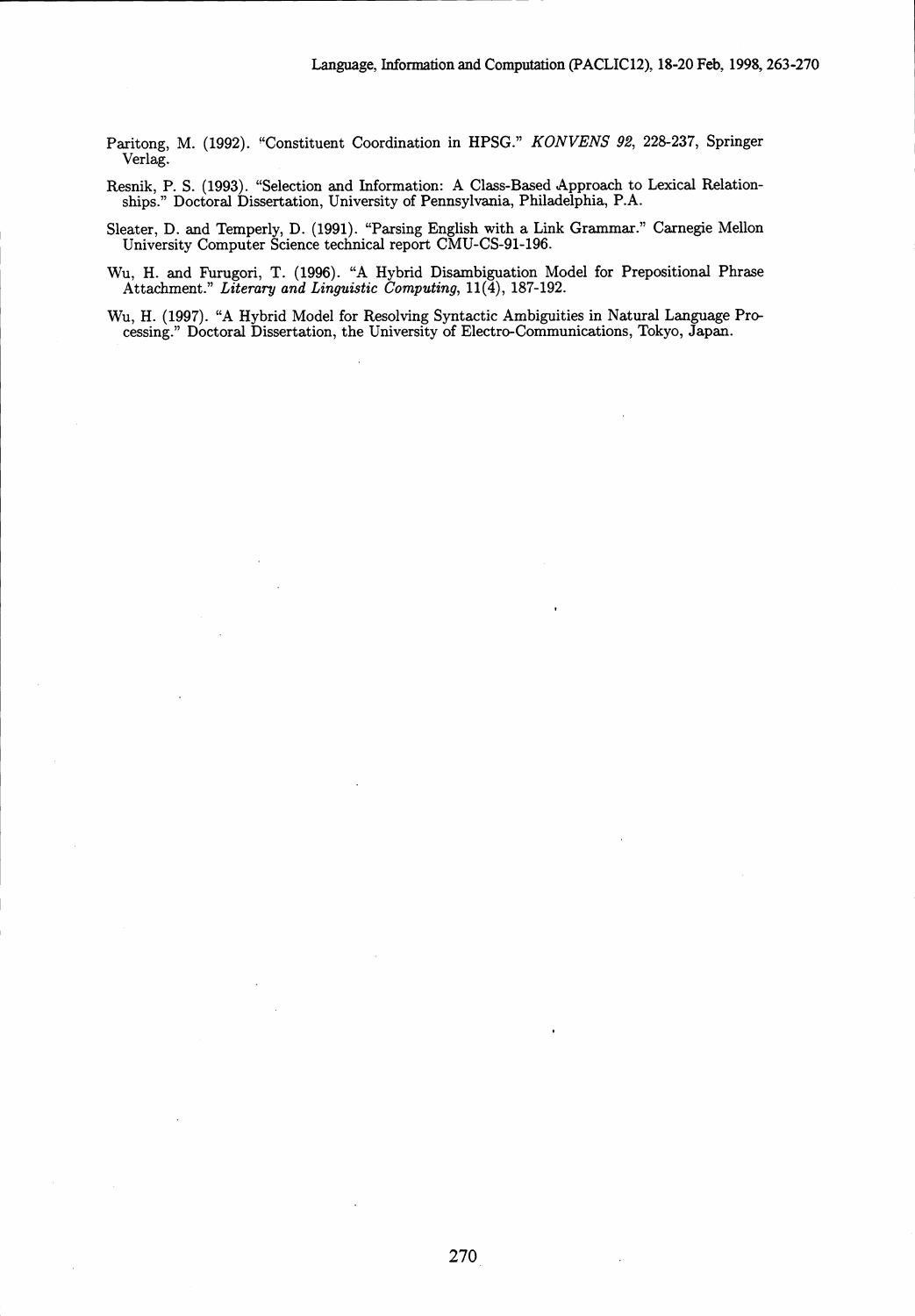Paritong, M. (1992). "Constituent Coordination in HPSG." *KONVENS 92*, 228-237, Springer Verlag.

Resnik, P. S. (1993). "Selection and Information: A Class-Based Approach to Lexical Relationships." Doctoral Dissertation, University of Pennsylvania, Philadelphia, P.A.

Sleater, D. and Temperly, D. (1991). "Parsing English with a Link Grammar." Carnegie Mellon University Computer Science technical report CMU-CS-91-196.

Wu, H. and Furugori, T. (1996). "A Hybrid Disambiguation Model for Prepositional Phrase Attachment." *Literary and Linguistic Computing*, 11(4), 187-192.

Wu, H. (1997). "A Hybrid Model for Resolving Syntactic Ambiguities in Natural Language Processing." Doctoral Dissertation, the University of Electro-Communications, Tokyo, Japan.